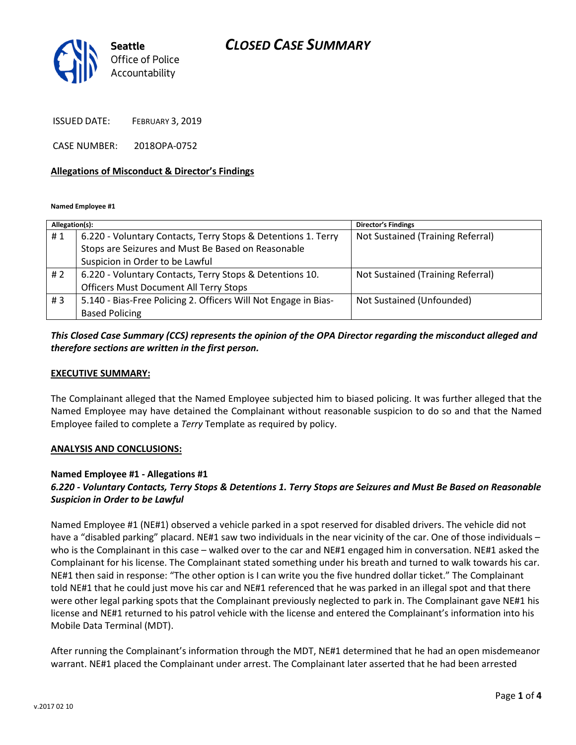**Seattle** Office of Police Accountability

# *CLOSED CASE SUMMARY*

ISSUED DATE: FEBRUARY 3, 2019

CASE NUMBER: 2018OPA-0752

**Allegations of Misconduct & Director's Findings**

**Named Employee #1**

| Allegation(s): | | Director's Findings |
|---|---|---|
| # 1 | 6.220 - Voluntary Contacts, Terry Stops & Detentions 1. Terry Stops are Seizures and Must Be Based on Reasonable Suspicion in Order to be Lawful | Not Sustained (Training Referral) |
| # 2 | 6.220 - Voluntary Contacts, Terry Stops & Detentions 10. Officers Must Document All Terry Stops | Not Sustained (Training Referral) |
| # 3 | 5.140 - Bias-Free Policing 2. Officers Will Not Engage in Bias-Based Policing | Not Sustained (Unfounded) |

***This Closed Case Summary (CCS) represents the opinion of the OPA Director regarding the misconduct alleged and therefore sections are written in the first person.***

**EXECUTIVE SUMMARY:**

The Complainant alleged that the Named Employee subjected him to biased policing. It was further alleged that the Named Employee may have detained the Complainant without reasonable suspicion to do so and that the Named Employee failed to complete a *Terry* Template as required by policy.

**ANALYSIS AND CONCLUSIONS:**

**Named Employee #1 - Allegations #1**
***6.220 - Voluntary Contacts, Terry Stops & Detentions 1. Terry Stops are Seizures and Must Be Based on Reasonable Suspicion in Order to be Lawful***

Named Employee #1 (NE#1) observed a vehicle parked in a spot reserved for disabled drivers. The vehicle did not have a "disabled parking" placard. NE#1 saw two individuals in the near vicinity of the car. One of those individuals – who is the Complainant in this case – walked over to the car and NE#1 engaged him in conversation. NE#1 asked the Complainant for his license. The Complainant stated something under his breath and turned to walk towards his car. NE#1 then said in response: "The other option is I can write you the five hundred dollar ticket." The Complainant told NE#1 that he could just move his car and NE#1 referenced that he was parked in an illegal spot and that there were other legal parking spots that the Complainant previously neglected to park in. The Complainant gave NE#1 his license and NE#1 returned to his patrol vehicle with the license and entered the Complainant's information into his Mobile Data Terminal (MDT).

After running the Complainant's information through the MDT, NE#1 determined that he had an open misdemeanor warrant. NE#1 placed the Complainant under arrest. The Complainant later asserted that he had been arrested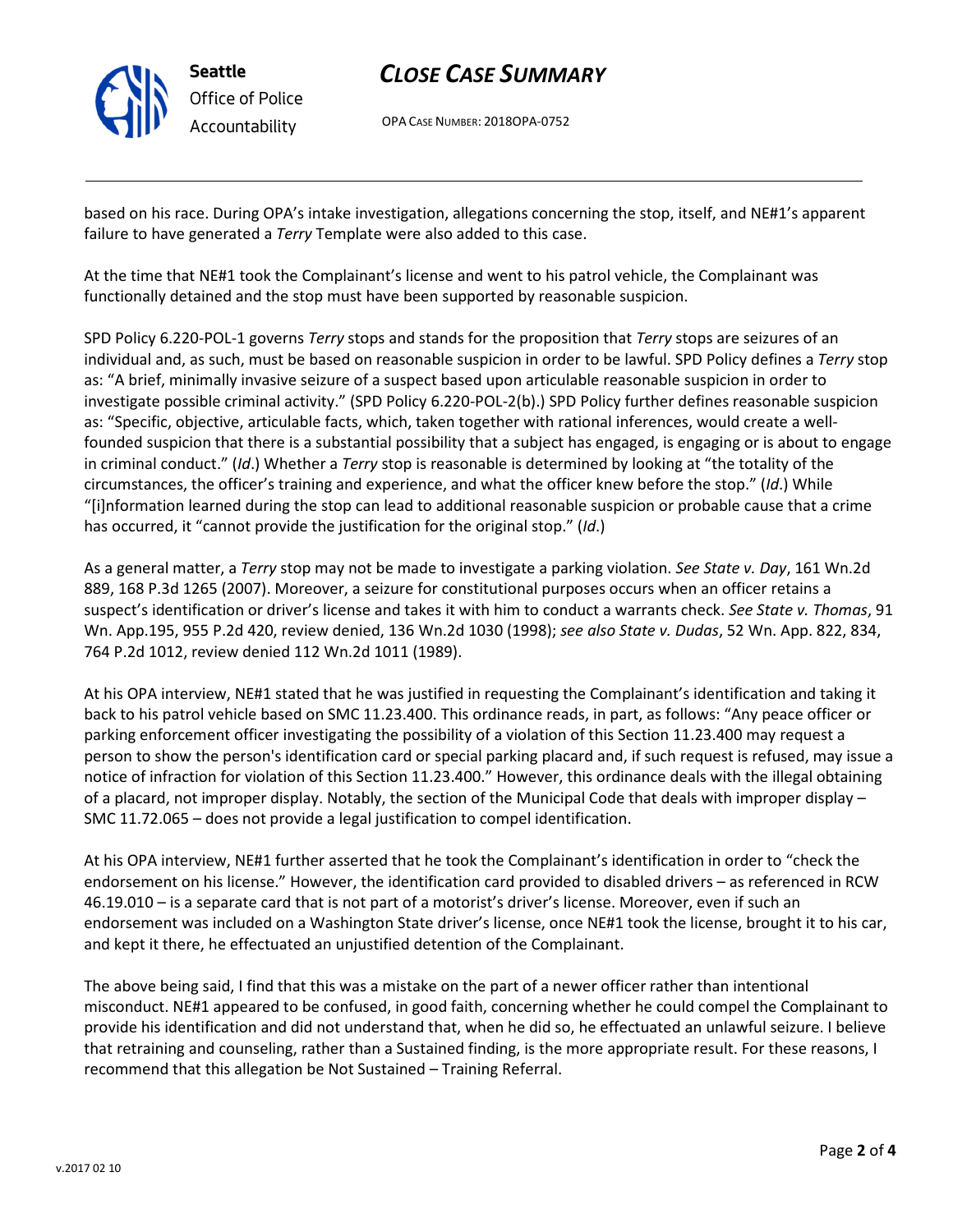based on his race. During OPA's intake investigation, allegations concerning the stop, itself, and NE#1's apparent failure to have generated a *Terry* Template were also added to this case.

At the time that NE#1 took the Complainant's license and went to his patrol vehicle, the Complainant was functionally detained and the stop must have been supported by reasonable suspicion.

SPD Policy 6.220-POL-1 governs *Terry* stops and stands for the proposition that *Terry* stops are seizures of an individual and, as such, must be based on reasonable suspicion in order to be lawful. SPD Policy defines a *Terry* stop as: "A brief, minimally invasive seizure of a suspect based upon articulable reasonable suspicion in order to investigate possible criminal activity." (SPD Policy 6.220-POL-2(b).) SPD Policy further defines reasonable suspicion as: "Specific, objective, articulable facts, which, taken together with rational inferences, would create a well-founded suspicion that there is a substantial possibility that a subject has engaged, is engaging or is about to engage in criminal conduct." (*Id*.) Whether a *Terry* stop is reasonable is determined by looking at "the totality of the circumstances, the officer's training and experience, and what the officer knew before the stop." (*Id*.) While "[i]nformation learned during the stop can lead to additional reasonable suspicion or probable cause that a crime has occurred, it "cannot provide the justification for the original stop." (*Id*.)

As a general matter, a *Terry* stop may not be made to investigate a parking violation. *See State v. Day*, 161 Wn.2d 889, 168 P.3d 1265 (2007). Moreover, a seizure for constitutional purposes occurs when an officer retains a suspect's identification or driver's license and takes it with him to conduct a warrants check. *See State v. Thomas*, 91 Wn. App.195, 955 P.2d 420, review denied, 136 Wn.2d 1030 (1998); *see also State v. Dudas*, 52 Wn. App. 822, 834, 764 P.2d 1012, review denied 112 Wn.2d 1011 (1989).

At his OPA interview, NE#1 stated that he was justified in requesting the Complainant's identification and taking it back to his patrol vehicle based on SMC 11.23.400. This ordinance reads, in part, as follows: "Any peace officer or parking enforcement officer investigating the possibility of a violation of this Section 11.23.400 may request a person to show the person's identification card or special parking placard and, if such request is refused, may issue a notice of infraction for violation of this Section 11.23.400." However, this ordinance deals with the illegal obtaining of a placard, not improper display. Notably, the section of the Municipal Code that deals with improper display – SMC 11.72.065 – does not provide a legal justification to compel identification.

At his OPA interview, NE#1 further asserted that he took the Complainant's identification in order to "check the endorsement on his license." However, the identification card provided to disabled drivers – as referenced in RCW 46.19.010 – is a separate card that is not part of a motorist's driver's license. Moreover, even if such an endorsement was included on a Washington State driver's license, once NE#1 took the license, brought it to his car, and kept it there, he effectuated an unjustified detention of the Complainant.

The above being said, I find that this was a mistake on the part of a newer officer rather than intentional misconduct. NE#1 appeared to be confused, in good faith, concerning whether he could compel the Complainant to provide his identification and did not understand that, when he did so, he effectuated an unlawful seizure. I believe that retraining and counseling, rather than a Sustained finding, is the more appropriate result. For these reasons, I recommend that this allegation be Not Sustained – Training Referral.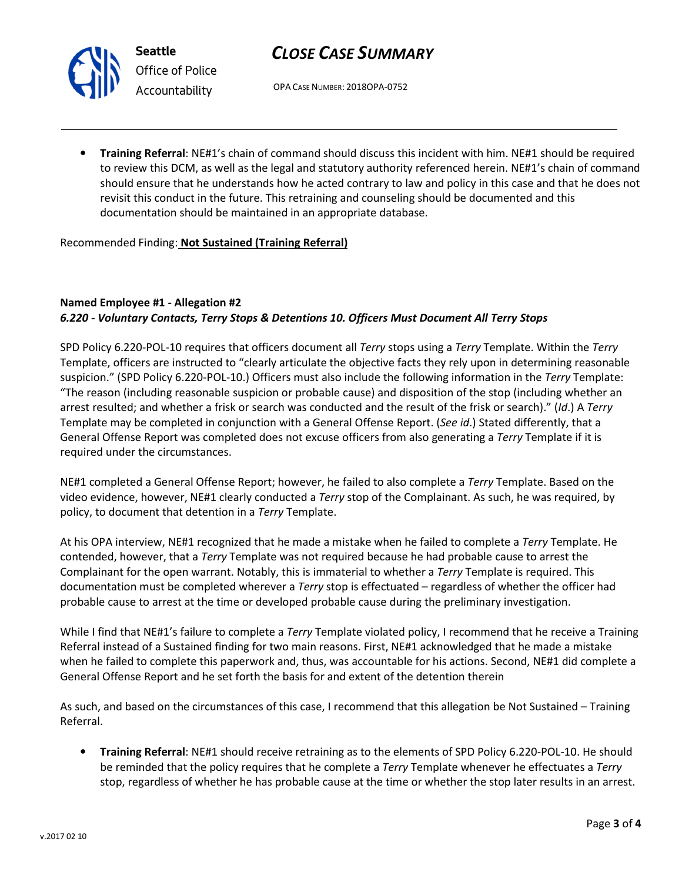- **Training Referral**: NE#1's chain of command should discuss this incident with him. NE#1 should be required to review this DCM, as well as the legal and statutory authority referenced herein. NE#1's chain of command should ensure that he understands how he acted contrary to law and policy in this case and that he does not revisit this conduct in the future. This retraining and counseling should be documented and this documentation should be maintained in an appropriate database.

Recommended Finding: **Not Sustained (Training Referral)**

**Named Employee #1 - Allegation #2**
***6.220 - Voluntary Contacts, Terry Stops & Detentions 10. Officers Must Document All Terry Stops***

SPD Policy 6.220-POL-10 requires that officers document all *Terry* stops using a *Terry* Template. Within the *Terry* Template, officers are instructed to "clearly articulate the objective facts they rely upon in determining reasonable suspicion." (SPD Policy 6.220-POL-10.) Officers must also include the following information in the *Terry* Template: "The reason (including reasonable suspicion or probable cause) and disposition of the stop (including whether an arrest resulted; and whether a frisk or search was conducted and the result of the frisk or search)." (*Id*.) A *Terry* Template may be completed in conjunction with a General Offense Report. (*See id*.) Stated differently, that a General Offense Report was completed does not excuse officers from also generating a *Terry* Template if it is required under the circumstances.

NE#1 completed a General Offense Report; however, he failed to also complete a *Terry* Template. Based on the video evidence, however, NE#1 clearly conducted a *Terry* stop of the Complainant. As such, he was required, by policy, to document that detention in a *Terry* Template.

At his OPA interview, NE#1 recognized that he made a mistake when he failed to complete a *Terry* Template. He contended, however, that a *Terry* Template was not required because he had probable cause to arrest the Complainant for the open warrant. Notably, this is immaterial to whether a *Terry* Template is required. This documentation must be completed wherever a *Terry* stop is effectuated – regardless of whether the officer had probable cause to arrest at the time or developed probable cause during the preliminary investigation.

While I find that NE#1's failure to complete a *Terry* Template violated policy, I recommend that he receive a Training Referral instead of a Sustained finding for two main reasons. First, NE#1 acknowledged that he made a mistake when he failed to complete this paperwork and, thus, was accountable for his actions. Second, NE#1 did complete a General Offense Report and he set forth the basis for and extent of the detention therein

As such, and based on the circumstances of this case, I recommend that this allegation be Not Sustained – Training Referral.

- **Training Referral**: NE#1 should receive retraining as to the elements of SPD Policy 6.220-POL-10. He should be reminded that the policy requires that he complete a *Terry* Template whenever he effectuates a *Terry* stop, regardless of whether he has probable cause at the time or whether the stop later results in an arrest.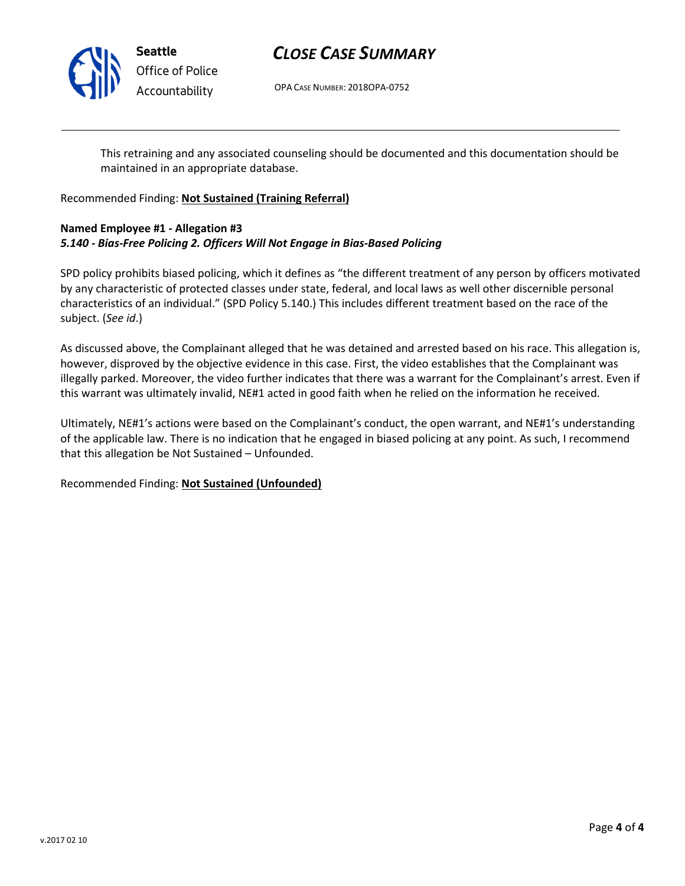This retraining and any associated counseling should be documented and this documentation should be maintained in an appropriate database.

Recommended Finding: **Not Sustained (Training Referral)**

**Named Employee #1 - Allegation #3**
***5.140 - Bias-Free Policing 2. Officers Will Not Engage in Bias-Based Policing***

SPD policy prohibits biased policing, which it defines as "the different treatment of any person by officers motivated by any characteristic of protected classes under state, federal, and local laws as well other discernible personal characteristics of an individual." (SPD Policy 5.140.) This includes different treatment based on the race of the subject. (*See id*.)

As discussed above, the Complainant alleged that he was detained and arrested based on his race. This allegation is, however, disproved by the objective evidence in this case. First, the video establishes that the Complainant was illegally parked. Moreover, the video further indicates that there was a warrant for the Complainant's arrest. Even if this warrant was ultimately invalid, NE#1 acted in good faith when he relied on the information he received.

Ultimately, NE#1's actions were based on the Complainant's conduct, the open warrant, and NE#1's understanding of the applicable law. There is no indication that he engaged in biased policing at any point. As such, I recommend that this allegation be Not Sustained – Unfounded.

Recommended Finding: **Not Sustained (Unfounded)**